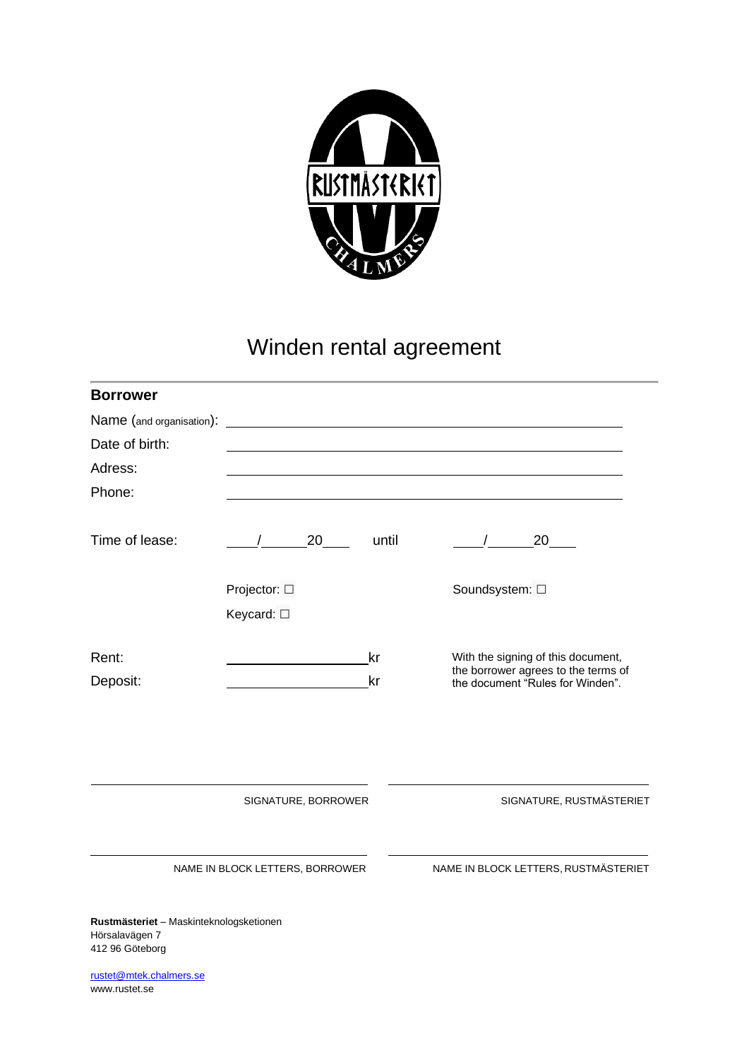# Winden rental agreement

## Borrower

Name (and organisation): \_\_\_\_\_\_\_\_\_\_\_\_\_\_\_\_\_\_\_\_\_\_\_\_\_\_\_\_\_\_\_\_\_\_\_\_\_\_\_\_

Date of birth: \_\_\_\_\_\_\_\_\_\_\_\_\_\_\_\_\_\_\_\_\_\_\_\_\_\_\_\_\_\_\_\_\_\_\_\_\_\_\_\_

Adress: \_\_\_\_\_\_\_\_\_\_\_\_\_\_\_\_\_\_\_\_\_\_\_\_\_\_\_\_\_\_\_\_\_\_\_\_\_\_\_\_

Phone: \_\_\_\_\_\_\_\_\_\_\_\_\_\_\_\_\_\_\_\_\_\_\_\_\_\_\_\_\_\_\_\_\_\_\_\_\_\_\_\_

Time of lease: \_\_\_\_/\_\_\_\_\_\_20\_\_\_\_ until \_\_\_\_/\_\_\_\_\_\_20\_\_\_\_

Projector: ☐

Keycard: ☐

Soundsystem: ☐

Rent: \_\_\_\_\_\_\_\_\_\_\_\_\_\_\_\_\_\_kr

Deposit: \_\_\_\_\_\_\_\_\_\_\_\_\_\_\_\_\_\_kr

With the signing of this document, the borrower agrees to the terms of the document "Rules for Winden".

\_\_\_\_\_\_\_\_\_\_\_\_\_\_\_\_\_\_\_\_\_\_\_\_\_\_\_\_\_\_\_\_\_\_\_\_\_\_\_\_

SIGNATURE, BORROWER

\_\_\_\_\_\_\_\_\_\_\_\_\_\_\_\_\_\_\_\_\_\_\_\_\_\_\_\_\_\_\_\_\_\_\_\_\_\_\_\_

SIGNATURE, RUSTMÄSTERIET

\_\_\_\_\_\_\_\_\_\_\_\_\_\_\_\_\_\_\_\_\_\_\_\_\_\_\_\_\_\_\_\_\_\_\_\_\_\_\_\_

NAME IN BLOCK LETTERS, BORROWER

\_\_\_\_\_\_\_\_\_\_\_\_\_\_\_\_\_\_\_\_\_\_\_\_\_\_\_\_\_\_\_\_\_\_\_\_\_\_\_\_

NAME IN BLOCK LETTERS, RUSTMÄSTERIET

**Rustmästeriet** – Maskinteknologsketionen
Hörsalavägen 7
412 96 Göteborg

rustet@mtek.chalmers.se
www.rustet.se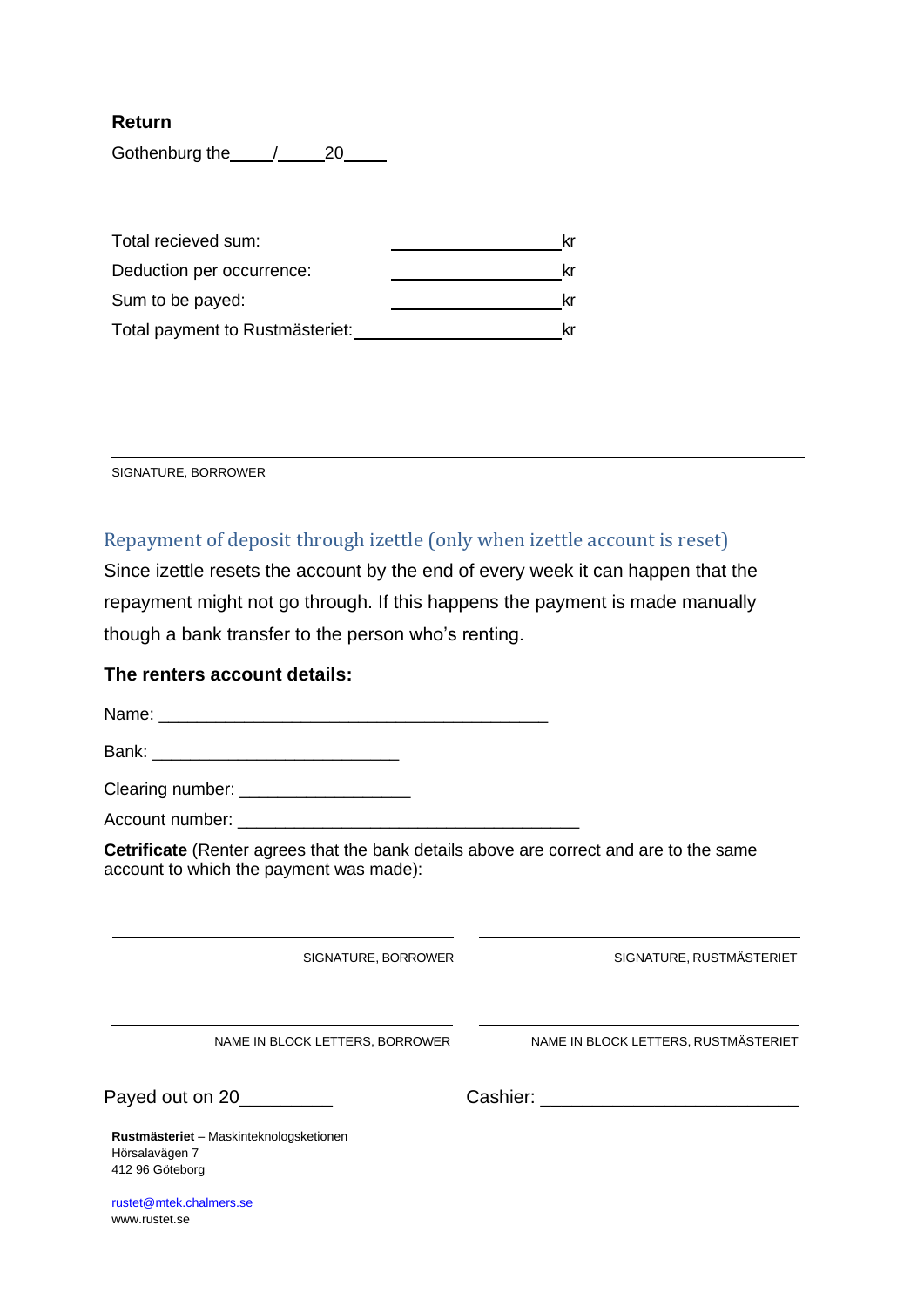**Return**

Gothenburg the\_\_\_\_/\_\_\_\_\_20\_\_\_\_

Total recieved sum: \_\_\_\_\_\_\_\_\_\_\_\_\_\_\_\_\_\_kr

Deduction per occurrence: \_\_\_\_\_\_\_\_\_\_\_\_\_\_\_\_\_\_kr

Sum to be payed: \_\_\_\_\_\_\_\_\_\_\_\_\_\_\_\_\_\_kr

Total payment to Rustmästeriet: \_\_\_\_\_\_\_\_\_\_\_\_\_\_\_\_\_\_kr

\_\_\_\_\_\_\_\_\_\_\_\_\_\_\_\_\_\_\_\_\_\_\_\_\_\_\_\_\_\_\_\_\_\_\_\_\_\_\_\_\_\_\_\_\_\_\_\_\_\_\_\_

SIGNATURE, BORROWER

## Repayment of deposit through izettle (only when izettle account is reset)

Since izettle resets the account by the end of every week it can happen that the repayment might not go through. If this happens the payment is made manually though a bank transfer to the person who's renting.

**The renters account details:**

Name: \_\_\_\_\_\_\_\_\_\_\_\_\_\_\_\_\_\_\_\_\_\_\_\_\_\_\_\_\_\_\_\_\_\_\_\_\_\_\_\_\_

Bank: \_\_\_\_\_\_\_\_\_\_\_\_\_\_\_\_\_\_\_\_\_\_\_\_\_\_

Clearing number: \_\_\_\_\_\_\_\_\_\_\_\_\_\_\_\_\_\_

Account number: \_\_\_\_\_\_\_\_\_\_\_\_\_\_\_\_\_\_\_\_\_\_\_\_\_\_\_\_\_\_\_\_\_\_\_\_

**Cetrificate** (Renter agrees that the bank details above are correct and are to the same account to which the payment was made):

\_\_\_\_\_\_\_\_\_\_\_\_\_\_\_\_\_\_\_\_\_\_\_\_\_\_\_\_\_\_\_\_\_\_\_\_

SIGNATURE, BORROWER

\_\_\_\_\_\_\_\_\_\_\_\_\_\_\_\_\_\_\_\_\_\_\_\_\_\_\_\_\_\_\_\_\_\_\_\_

SIGNATURE, RUSTMÄSTERIET

\_\_\_\_\_\_\_\_\_\_\_\_\_\_\_\_\_\_\_\_\_\_\_\_\_\_\_\_\_\_\_\_\_\_\_\_

NAME IN BLOCK LETTERS, BORROWER

\_\_\_\_\_\_\_\_\_\_\_\_\_\_\_\_\_\_\_\_\_\_\_\_\_\_\_\_\_\_\_\_\_\_\_\_

NAME IN BLOCK LETTERS, RUSTMÄSTERIET

Payed out on 20\_\_\_\_\_\_\_\_\_

Cashier: \_\_\_\_\_\_\_\_\_\_\_\_\_\_\_\_\_\_\_\_\_\_\_\_\_\_

**Rustmästeriet** – Maskinteknologsketionen
Hörsalavägen 7
412 96 Göteborg

rustet@mtek.chalmers.se
www.rustet.se